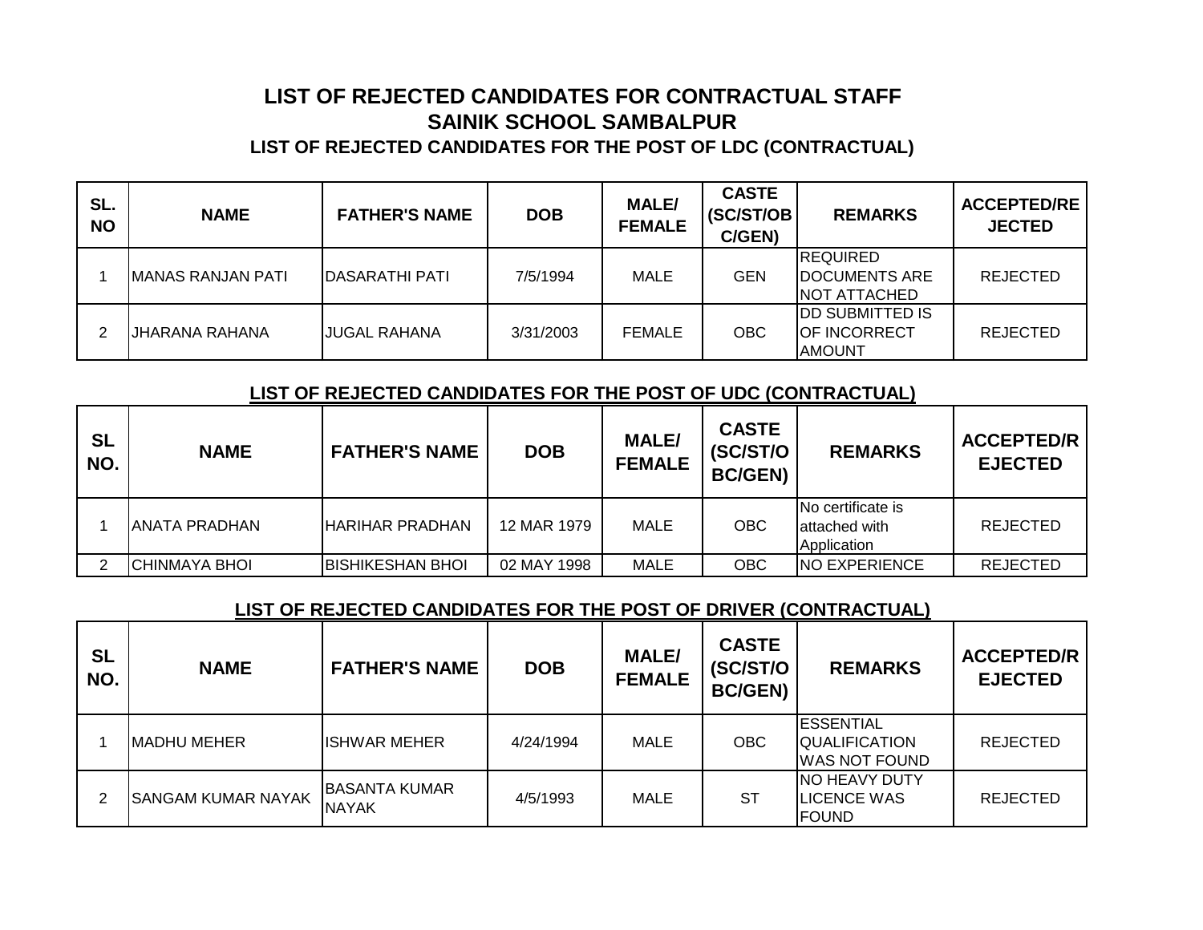# LIST OF REJECTED CANDIDATES FOR CONTRACTUAL STAFF

# SAINIK SCHOOL SAMBALPUR

### LIST OF REJECTED CANDIDATES FOR THE POST OF LDC (CONTRACTUAL)

| SL. NO | NAME | FATHER'S NAME | DOB | MALE/ FEMALE | CASTE (SC/ST/OBC/GEN) | REMARKS | ACCEPTED/REJECTED |
|---|---|---|---|---|---|---|---|
| 1 | MANAS RANJAN PATI | DASARATHI PATI | 7/5/1994 | MALE | GEN | REQUIRED DOCUMENTS ARE NOT ATTACHED | REJECTED |
| 2 | JHARANA RAHANA | JUGAL RAHANA | 3/31/2003 | FEMALE | OBC | DD SUBMITTED IS OF INCORRECT AMOUNT | REJECTED |

### LIST OF REJECTED CANDIDATES FOR THE POST OF UDC (CONTRACTUAL)

| SL NO. | NAME | FATHER'S NAME | DOB | MALE/ FEMALE | CASTE (SC/ST/OBC/GEN) | REMARKS | ACCEPTED/REJECTED |
|---|---|---|---|---|---|---|---|
| 1 | ANATA PRADHAN | HARIHAR PRADHAN | 12 MAR 1979 | MALE | OBC | No certificate is attached with Application | REJECTED |
| 2 | CHINMAYA BHOI | BISHIKESHAN BHOI | 02 MAY 1998 | MALE | OBC | NO EXPERIENCE | REJECTED |

### LIST OF REJECTED CANDIDATES FOR THE POST OF DRIVER (CONTRACTUAL)

| SL NO. | NAME | FATHER'S NAME | DOB | MALE/ FEMALE | CASTE (SC/ST/OBC/GEN) | REMARKS | ACCEPTED/REJECTED |
|---|---|---|---|---|---|---|---|
| 1 | MADHU MEHER | ISHWAR MEHER | 4/24/1994 | MALE | OBC | ESSENTIAL QUALIFICATION WAS NOT FOUND | REJECTED |
| 2 | SANGAM KUMAR NAYAK | BASANTA KUMAR NAYAK | 4/5/1993 | MALE | ST | NO HEAVY DUTY LICENCE WAS FOUND | REJECTED |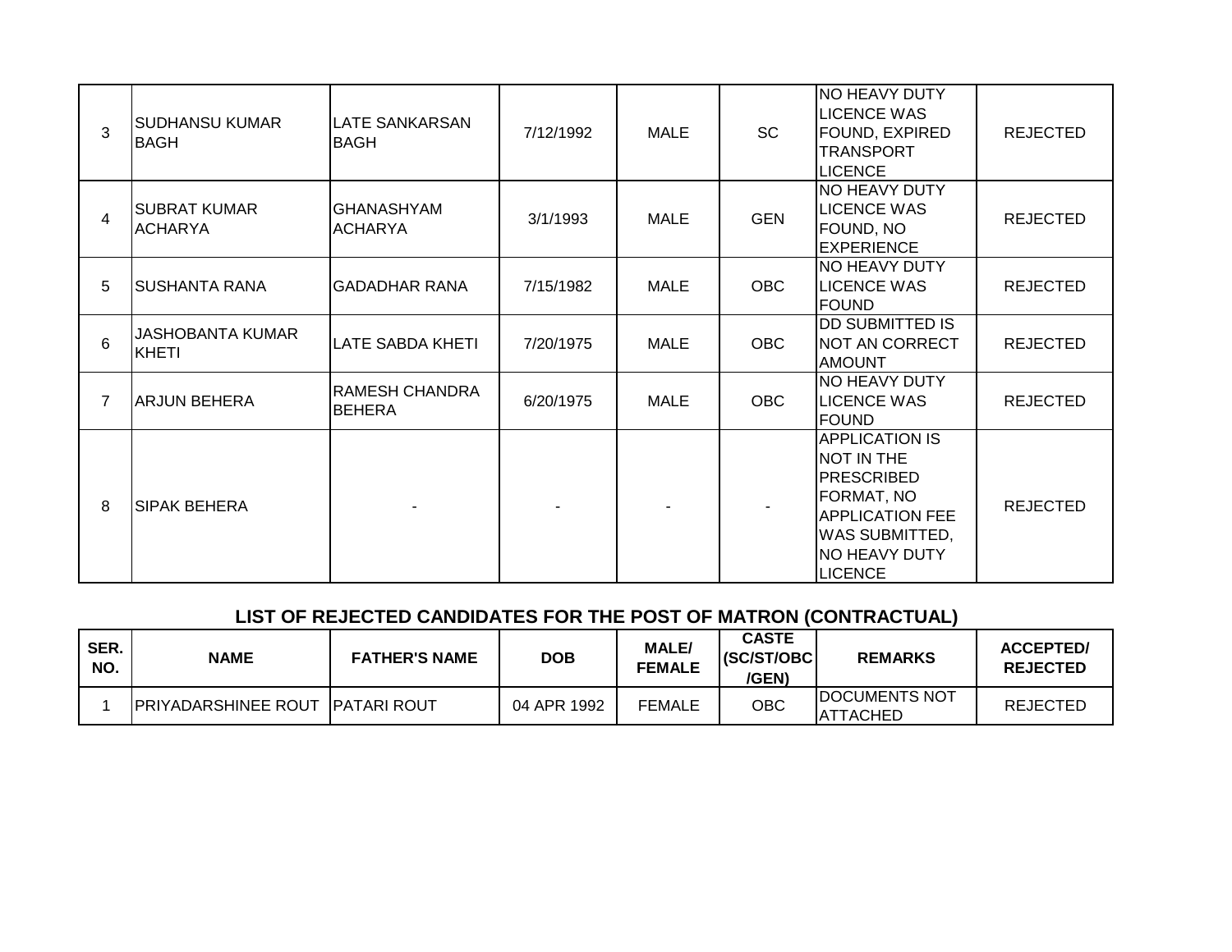| | | | | | | | |
|---|---|---|---|---|---|---|---|
| 3 | SUDHANSU KUMAR BAGH | LATE SANKARSAN BAGH | 7/12/1992 | MALE | SC | NO HEAVY DUTY LICENCE WAS FOUND, EXPIRED TRANSPORT LICENCE | REJECTED |
| 4 | SUBRAT KUMAR ACHARYA | GHANASHYAM ACHARYA | 3/1/1993 | MALE | GEN | NO HEAVY DUTY LICENCE WAS FOUND, NO EXPERIENCE | REJECTED |
| 5 | SUSHANTA RANA | GADADHAR RANA | 7/15/1982 | MALE | OBC | NO HEAVY DUTY LICENCE WAS FOUND | REJECTED |
| 6 | JASHOBANTA KUMAR KHETI | LATE SABDA KHETI | 7/20/1975 | MALE | OBC | DD SUBMITTED IS NOT AN CORRECT AMOUNT | REJECTED |
| 7 | ARJUN BEHERA | RAMESH CHANDRA BEHERA | 6/20/1975 | MALE | OBC | NO HEAVY DUTY LICENCE WAS FOUND | REJECTED |
| 8 | SIPAK BEHERA | - | - | - | - | APPLICATION IS NOT IN THE PRESCRIBED FORMAT, NO APPLICATION FEE WAS SUBMITTED, NO HEAVY DUTY LICENCE | REJECTED |

## LIST OF REJECTED CANDIDATES FOR THE POST OF MATRON (CONTRACTUAL)

| SER. NO. | NAME | FATHER'S NAME | DOB | MALE/ FEMALE | CASTE (SC/ST/OBC /GEN) | REMARKS | ACCEPTED/ REJECTED |
|---|---|---|---|---|---|---|---|
| 1 | PRIYADARSHINEE ROUT | PATARI ROUT | 04 APR 1992 | FEMALE | OBC | DOCUMENTS NOT ATTACHED | REJECTED |